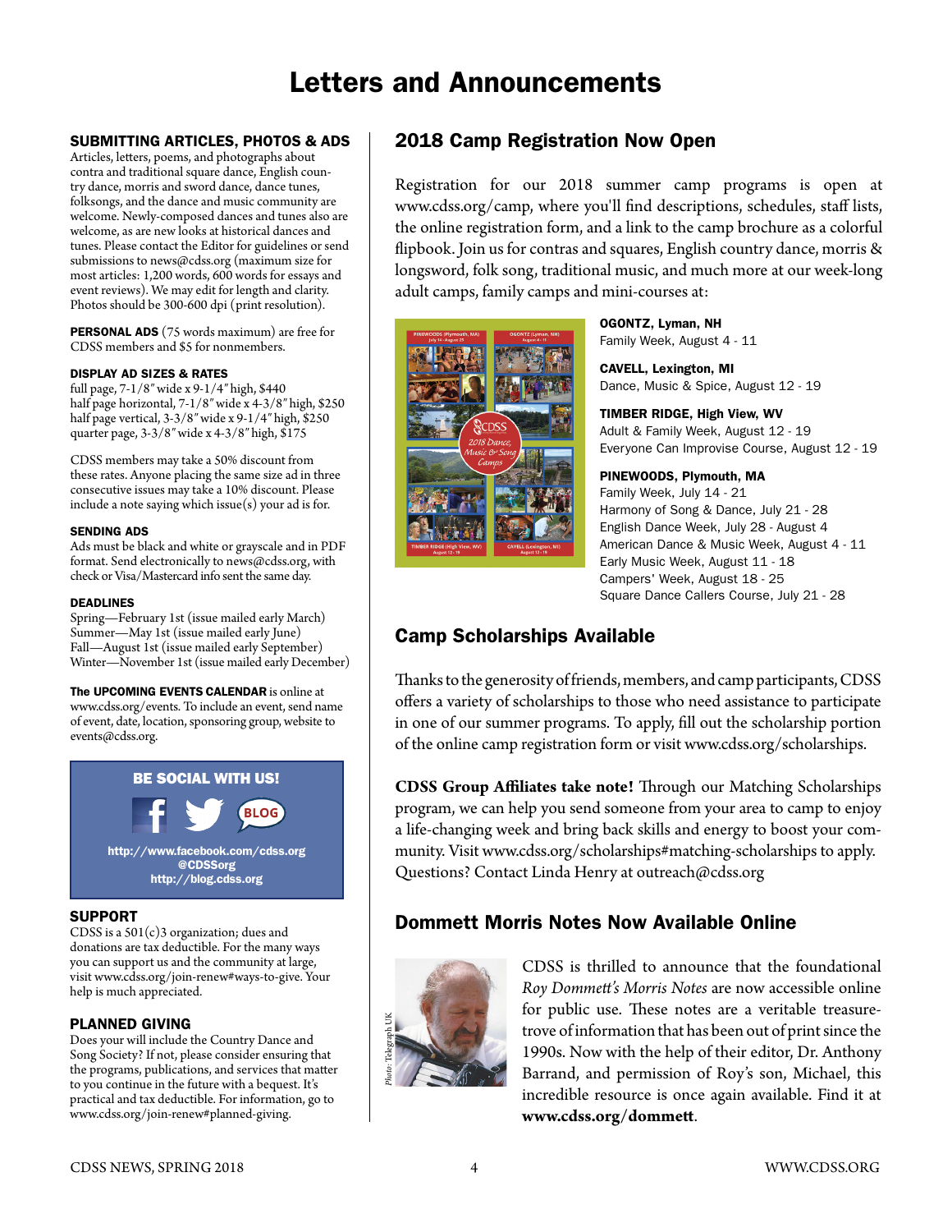# Letters and Announcements

## SUBMITTING ARTICLES, PHOTOS & ADS

Articles, letters, poems, and photographs about contra and traditional square dance, English country dance, morris and sword dance, dance tunes, folksongs, and the dance and music community are welcome. Newly-composed dances and tunes also are welcome, as are new looks at historical dances and tunes. Please contact the Editor for guidelines or send submissions to news@cdss.org (maximum size for most articles: 1,200 words, 600 words for essays and event reviews). We may edit for length and clarity. Photos should be 300-600 dpi (print resolution).

**PERSONAL ADS** (75 words maximum) are free for CDSS members and $5 for nonmembers.

### DISPLAY AD SIZES & RATES

full page, 7-1/8″ wide x 9-1/4″ high, $440
half page horizontal, 7-1/8″ wide x 4-3/8″ high, $250
half page vertical, 3-3/8″ wide x 9-1/4″ high, $250
quarter page, 3-3/8″ wide x 4-3/8″ high, $175

CDSS members may take a 50% discount from these rates. Anyone placing the same size ad in three consecutive issues may take a 10% discount. Please include a note saying which issue(s) your ad is for.

### SENDING ADS

Ads must be black and white or grayscale and in PDF format. Send electronically to news@cdss.org, with check or Visa/Mastercard info sent the same day.

### DEADLINES

Spring—February 1st (issue mailed early March)
Summer—May 1st (issue mailed early June)
Fall—August 1st (issue mailed early September)
Winter—November 1st (issue mailed early December)

**The UPCOMING EVENTS CALENDAR** is online at www.cdss.org/events. To include an event, send name of event, date, location, sponsoring group, website to events@cdss.org.

**BE SOCIAL WITH US!**

http://www.facebook.com/cdss.org
@CDSSorg
http://blog.cdss.org

## SUPPORT

CDSS is a 501(c)3 organization; dues and donations are tax deductible. For the many ways you can support us and the community at large, visit www.cdss.org/join-renew#ways-to-give. Your help is much appreciated.

## PLANNED GIVING

Does your will include the Country Dance and Song Society? If not, please consider ensuring that the programs, publications, and services that matter to you continue in the future with a bequest. It's practical and tax deductible. For information, go to www.cdss.org/join-renew#planned-giving.

## 2018 Camp Registration Now Open

Registration for our 2018 summer camp programs is open at www.cdss.org/camp, where you'll find descriptions, schedules, staff lists, the online registration form, and a link to the camp brochure as a colorful flipbook. Join us for contras and squares, English country dance, morris & longsword, folk song, traditional music, and much more at our week-long adult camps, family camps and mini-courses at:

**OGONTZ, Lyman, NH**
Family Week, August 4 - 11

**CAVELL, Lexington, MI**
Dance, Music & Spice, August 12 - 19

**TIMBER RIDGE, High View, WV**
Adult & Family Week, August 12 - 19
Everyone Can Improvise Course, August 12 - 19

**PINEWOODS, Plymouth, MA**
Family Week, July 14 - 21
Harmony of Song & Dance, July 21 - 28
English Dance Week, July 28 - August 4
American Dance & Music Week, August 4 - 11
Early Music Week, August 11 - 18
Campers' Week, August 18 - 25
Square Dance Callers Course, July 21 - 28

## Camp Scholarships Available

Thanks to the generosity of friends, members, and camp participants, CDSS offers a variety of scholarships to those who need assistance to participate in one of our summer programs. To apply, fill out the scholarship portion of the online camp registration form or visit www.cdss.org/scholarships.

**CDSS Group Affiliates take note!** Through our Matching Scholarships program, we can help you send someone from your area to camp to enjoy a life-changing week and bring back skills and energy to boost your community. Visit www.cdss.org/scholarships#matching-scholarships to apply. Questions? Contact Linda Henry at outreach@cdss.org

## Dommett Morris Notes Now Available Online

*Photo: Telegraph UK*

CDSS is thrilled to announce that the foundational *Roy Dommett's Morris Notes* are now accessible online for public use. These notes are a veritable treasure-trove of information that has been out of print since the 1990s. Now with the help of their editor, Dr. Anthony Barrand, and permission of Roy's son, Michael, this incredible resource is once again available. Find it at **www.cdss.org/dommett**.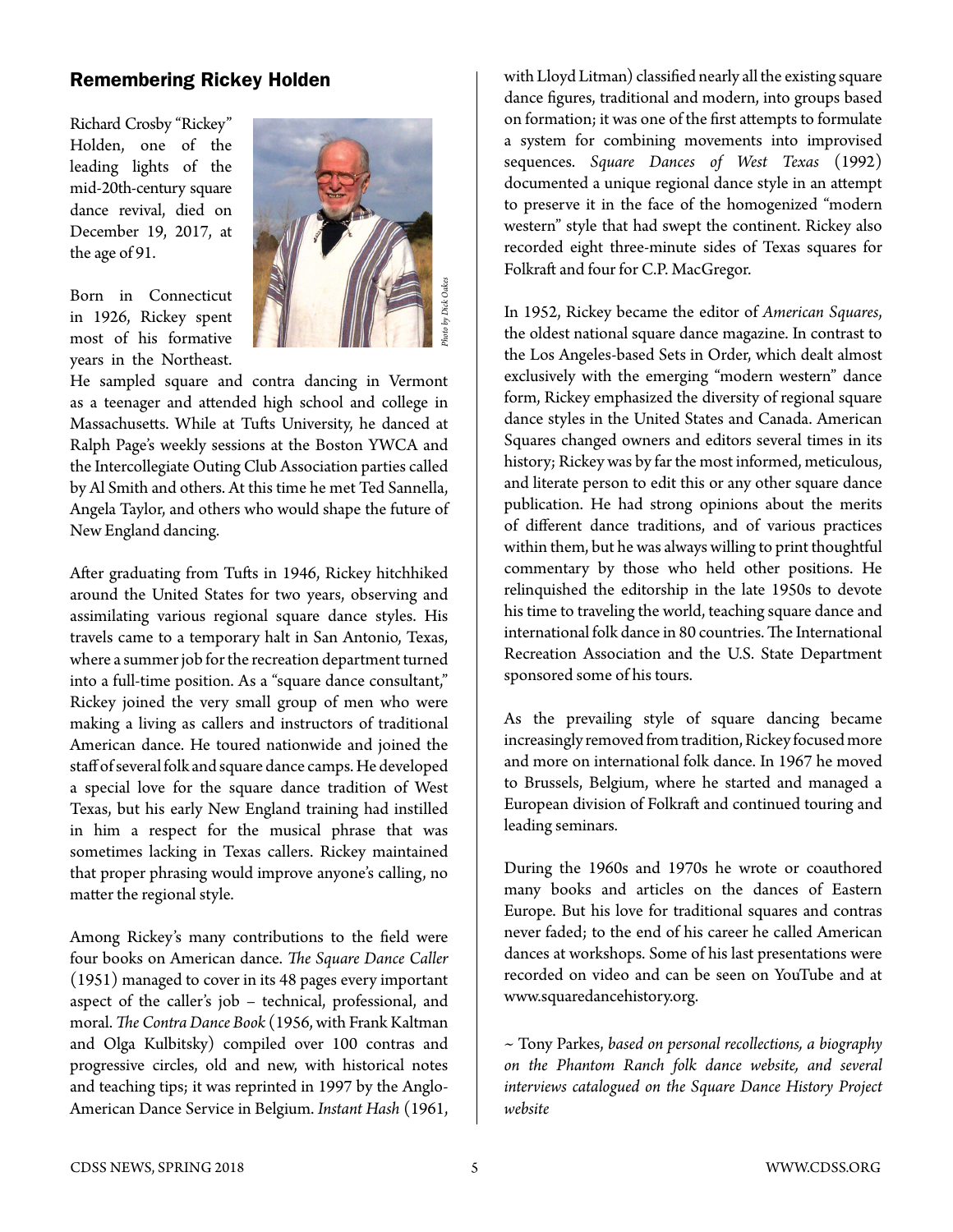## Remembering Rickey Holden

Richard Crosby "Rickey" Holden, one of the leading lights of the mid-20th-century square dance revival, died on December 19, 2017, at the age of 91.

*Photo by Dick Oakes*

Born in Connecticut in 1926, Rickey spent most of his formative years in the Northeast. He sampled square and contra dancing in Vermont as a teenager and attended high school and college in Massachusetts. While at Tufts University, he danced at Ralph Page's weekly sessions at the Boston YWCA and the Intercollegiate Outing Club Association parties called by Al Smith and others. At this time he met Ted Sannella, Angela Taylor, and others who would shape the future of New England dancing.

After graduating from Tufts in 1946, Rickey hitchhiked around the United States for two years, observing and assimilating various regional square dance styles. His travels came to a temporary halt in San Antonio, Texas, where a summer job for the recreation department turned into a full-time position. As a "square dance consultant," Rickey joined the very small group of men who were making a living as callers and instructors of traditional American dance. He toured nationwide and joined the staff of several folk and square dance camps. He developed a special love for the square dance tradition of West Texas, but his early New England training had instilled in him a respect for the musical phrase that was sometimes lacking in Texas callers. Rickey maintained that proper phrasing would improve anyone's calling, no matter the regional style.

Among Rickey's many contributions to the field were four books on American dance. *The Square Dance Caller* (1951) managed to cover in its 48 pages every important aspect of the caller's job – technical, professional, and moral. *The Contra Dance Book* (1956, with Frank Kaltman and Olga Kulbitsky) compiled over 100 contras and progressive circles, old and new, with historical notes and teaching tips; it was reprinted in 1997 by the Anglo-American Dance Service in Belgium. *Instant Hash* (1961, with Lloyd Litman) classified nearly all the existing square dance figures, traditional and modern, into groups based on formation; it was one of the first attempts to formulate a system for combining movements into improvised sequences. *Square Dances of West Texas* (1992) documented a unique regional dance style in an attempt to preserve it in the face of the homogenized "modern western" style that had swept the continent. Rickey also recorded eight three-minute sides of Texas squares for Folkraft and four for C.P. MacGregor.

In 1952, Rickey became the editor of *American Squares*, the oldest national square dance magazine. In contrast to the Los Angeles-based Sets in Order, which dealt almost exclusively with the emerging "modern western" dance form, Rickey emphasized the diversity of regional square dance styles in the United States and Canada. American Squares changed owners and editors several times in its history; Rickey was by far the most informed, meticulous, and literate person to edit this or any other square dance publication. He had strong opinions about the merits of different dance traditions, and of various practices within them, but he was always willing to print thoughtful commentary by those who held other positions. He relinquished the editorship in the late 1950s to devote his time to traveling the world, teaching square dance and international folk dance in 80 countries. The International Recreation Association and the U.S. State Department sponsored some of his tours.

As the prevailing style of square dancing became increasingly removed from tradition, Rickey focused more and more on international folk dance. In 1967 he moved to Brussels, Belgium, where he started and managed a European division of Folkraft and continued touring and leading seminars.

During the 1960s and 1970s he wrote or coauthored many books and articles on the dances of Eastern Europe. But his love for traditional squares and contras never faded; to the end of his career he called American dances at workshops. Some of his last presentations were recorded on video and can be seen on YouTube and at www.squaredancehistory.org.

~ Tony Parkes, *based on personal recollections, a biography on the Phantom Ranch folk dance website, and several interviews catalogued on the Square Dance History Project website*